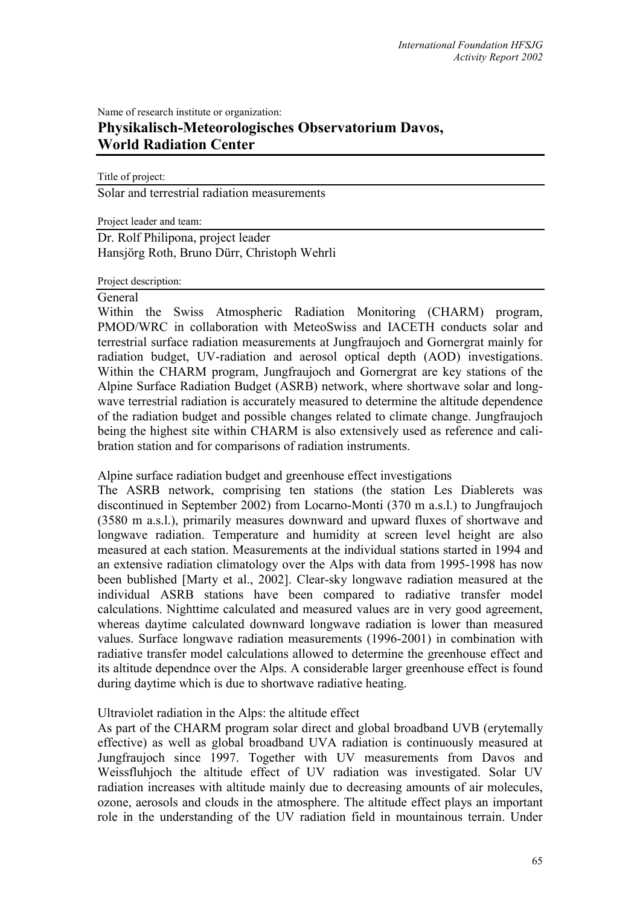Name of research institute or organization:

# Physikalisch-Meteorologisches Observatorium Davos, World Radiation Center

Title of project:

Solar and terrestrial radiation measurements

Project leader and team:

Dr. Rolf Philipona, project leader
Hansjörg Roth, Bruno Dürr, Christoph Wehrli

Project description:

General

Within the Swiss Atmospheric Radiation Monitoring (CHARM) program, PMOD/WRC in collaboration with MeteoSwiss and IACETH conducts solar and terrestrial surface radiation measurements at Jungfraujoch and Gornergrat mainly for radiation budget, UV-radiation and aerosol optical depth (AOD) investigations. Within the CHARM program, Jungfraujoch and Gornergrat are key stations of the Alpine Surface Radiation Budget (ASRB) network, where shortwave solar and long-wave terrestrial radiation is accurately measured to determine the altitude dependence of the radiation budget and possible changes related to climate change. Jungfraujoch being the highest site within CHARM is also extensively used as reference and calibration station and for comparisons of radiation instruments.

Alpine surface radiation budget and greenhouse effect investigations

The ASRB network, comprising ten stations (the station Les Diablerets was discontinued in September 2002) from Locarno-Monti (370 m a.s.l.) to Jungfraujoch (3580 m a.s.l.), primarily measures downward and upward fluxes of shortwave and longwave radiation. Temperature and humidity at screen level height are also measured at each station. Measurements at the individual stations started in 1994 and an extensive radiation climatology over the Alps with data from 1995-1998 has now been bublished [Marty et al., 2002]. Clear-sky longwave radiation measured at the individual ASRB stations have been compared to radiative transfer model calculations. Nighttime calculated and measured values are in very good agreement, whereas daytime calculated downward longwave radiation is lower than measured values. Surface longwave radiation measurements (1996-2001) in combination with radiative transfer model calculations allowed to determine the greenhouse effect and its altitude dependnce over the Alps. A considerable larger greenhouse effect is found during daytime which is due to shortwave radiative heating.

Ultraviolet radiation in the Alps: the altitude effect

As part of the CHARM program solar direct and global broadband UVB (erytemally effective) as well as global broadband UVA radiation is continuously measured at Jungfraujoch since 1997. Together with UV measurements from Davos and Weissfluhjoch the altitude effect of UV radiation was investigated. Solar UV radiation increases with altitude mainly due to decreasing amounts of air molecules, ozone, aerosols and clouds in the atmosphere. The altitude effect plays an important role in the understanding of the UV radiation field in mountainous terrain. Under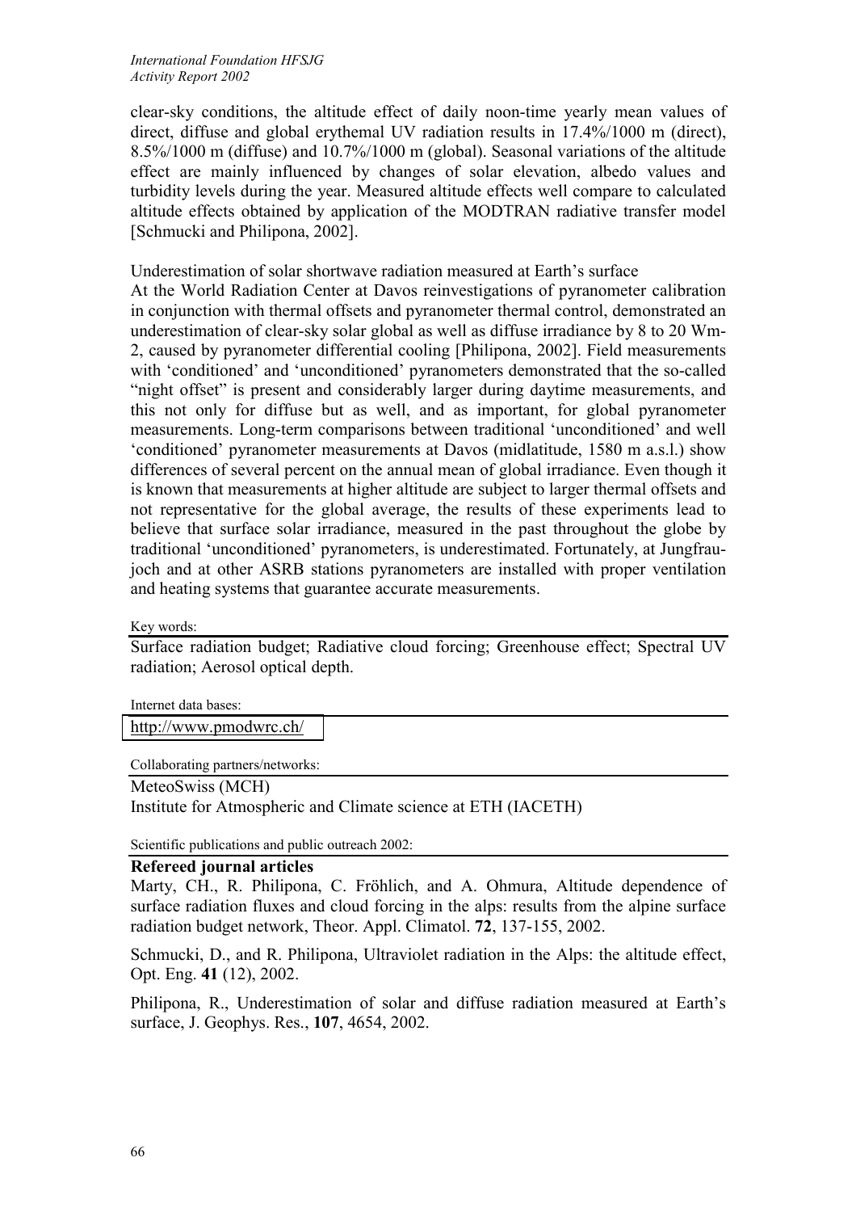clear-sky conditions, the altitude effect of daily noon-time yearly mean values of direct, diffuse and global erythemal UV radiation results in 17.4%/1000 m (direct), 8.5%/1000 m (diffuse) and 10.7%/1000 m (global). Seasonal variations of the altitude effect are mainly influenced by changes of solar elevation, albedo values and turbidity levels during the year. Measured altitude effects well compare to calculated altitude effects obtained by application of the MODTRAN radiative transfer model [Schmucki and Philipona, 2002].

Underestimation of solar shortwave radiation measured at Earth's surface

At the World Radiation Center at Davos reinvestigations of pyranometer calibration in conjunction with thermal offsets and pyranometer thermal control, demonstrated an underestimation of clear-sky solar global as well as diffuse irradiance by 8 to 20 Wm-2, caused by pyranometer differential cooling [Philipona, 2002]. Field measurements with 'conditioned' and 'unconditioned' pyranometers demonstrated that the so-called "night offset" is present and considerably larger during daytime measurements, and this not only for diffuse but as well, and as important, for global pyranometer measurements. Long-term comparisons between traditional 'unconditioned' and well 'conditioned' pyranometer measurements at Davos (midlatitude, 1580 m a.s.l.) show differences of several percent on the annual mean of global irradiance. Even though it is known that measurements at higher altitude are subject to larger thermal offsets and not representative for the global average, the results of these experiments lead to believe that surface solar irradiance, measured in the past throughout the globe by traditional 'unconditioned' pyranometers, is underestimated. Fortunately, at Jungfraujoch and at other ASRB stations pyranometers are installed with proper ventilation and heating systems that guarantee accurate measurements.

Key words:

Surface radiation budget; Radiative cloud forcing; Greenhouse effect; Spectral UV radiation; Aerosol optical depth.

Internet data bases:

http://www.pmodwrc.ch/

Collaborating partners/networks:

MeteoSwiss (MCH)
Institute for Atmospheric and Climate science at ETH (IACETH)

Scientific publications and public outreach 2002:

**Refereed journal articles**

Marty, CH., R. Philipona, C. Fröhlich, and A. Ohmura, Altitude dependence of surface radiation fluxes and cloud forcing in the alps: results from the alpine surface radiation budget network, Theor. Appl. Climatol. **72**, 137-155, 2002.

Schmucki, D., and R. Philipona, Ultraviolet radiation in the Alps: the altitude effect, Opt. Eng. **41** (12), 2002.

Philipona, R., Underestimation of solar and diffuse radiation measured at Earth's surface, J. Geophys. Res., **107**, 4654, 2002.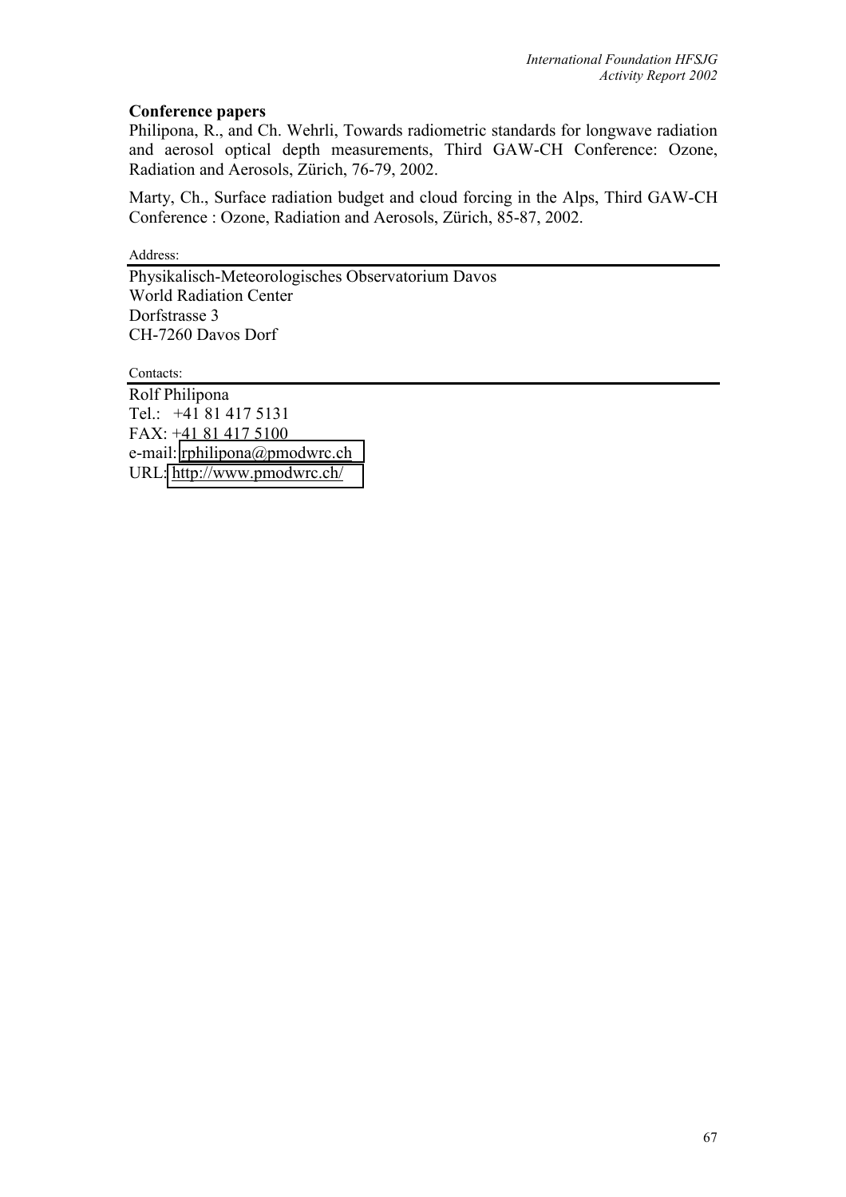**Conference papers**

Philipona, R., and Ch. Wehrli, Towards radiometric standards for longwave radiation and aerosol optical depth measurements, Third GAW-CH Conference: Ozone, Radiation and Aerosols, Zürich, 76-79, 2002.

Marty, Ch., Surface radiation budget and cloud forcing in the Alps, Third GAW-CH Conference : Ozone, Radiation and Aerosols, Zürich, 85-87, 2002.

Address:

Physikalisch-Meteorologisches Observatorium Davos
World Radiation Center
Dorfstrasse 3
CH-7260 Davos Dorf

Contacts:

Rolf Philipona
Tel.: +41 81 417 5131
FAX: +41 81 417 5100
e-mail: rphilipona@pmodwrc.ch
URL: http://www.pmodwrc.ch/